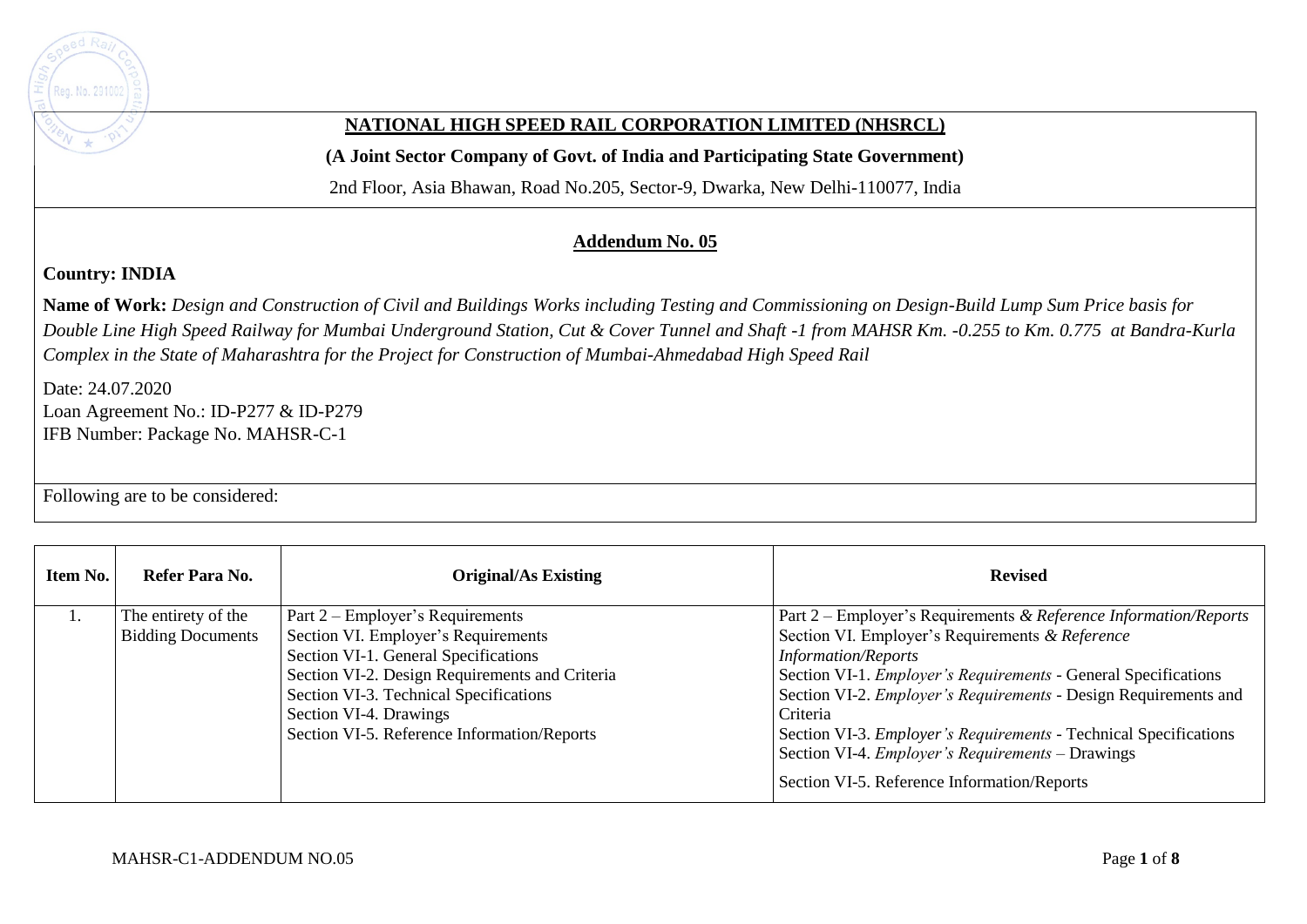**NATIONAL HIGH SPEED RAIL CORPORATION LIMITED (NHSRCL)**

**(A Joint Sector Company of Govt. of India and Participating State Government)**

2nd Floor, Asia Bhawan, Road No.205, Sector-9, Dwarka, New Delhi-110077, India

## Addendum No. 05

**Country: INDIA**

**Name of Work:** *Design and Construction of Civil and Buildings Works including Testing and Commissioning on Design-Build Lump Sum Price basis for Double Line High Speed Railway for Mumbai Underground Station, Cut & Cover Tunnel and Shaft -1 from MAHSR Km. -0.255 to Km. 0.775 at Bandra-Kurla Complex in the State of Maharashtra for the Project for Construction of Mumbai-Ahmedabad High Speed Rail*

Date: 24.07.2020
Loan Agreement No.: ID-P277 & ID-P279
IFB Number: Package No. MAHSR-C-1

Following are to be considered:

| Item No. | Refer Para No. | Original/As Existing | Revised |
|---|---|---|---|
| 1. | The entirety of the Bidding Documents | Part 2 – Employer's Requirements<br>Section VI. Employer's Requirements<br>Section VI-1. General Specifications<br>Section VI-2. Design Requirements and Criteria<br>Section VI-3. Technical Specifications<br>Section VI-4. Drawings<br>Section VI-5. Reference Information/Reports | Part 2 – Employer's Requirements *& Reference Information/Reports*<br>Section VI. Employer's Requirements *& Reference Information/Reports*<br>Section VI-1. *Employer's Requirements* - General Specifications<br>Section VI-2. *Employer's Requirements* - Design Requirements and Criteria<br>Section VI-3. *Employer's Requirements* - Technical Specifications<br>Section VI-4. *Employer's Requirements* – Drawings<br>Section VI-5. Reference Information/Reports |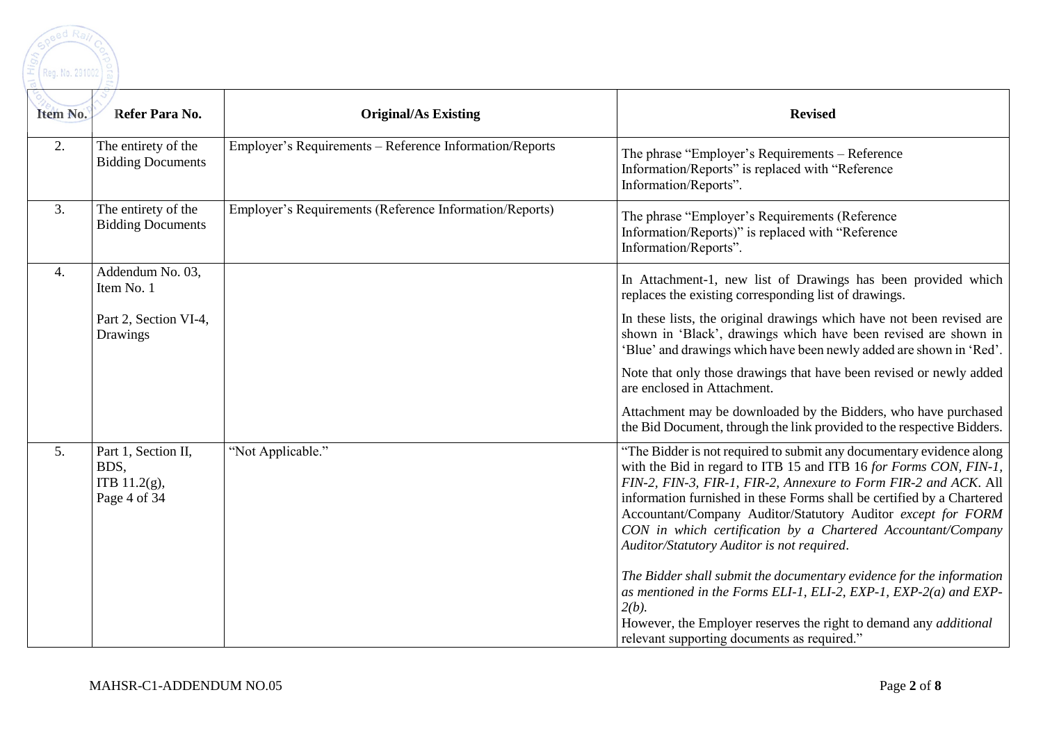| Item No. | Refer Para No. | Original/As Existing | Revised |
|---|---|---|---|
| 2. | The entirety of the Bidding Documents | Employer's Requirements – Reference Information/Reports | The phrase "Employer's Requirements – Reference Information/Reports" is replaced with "Reference Information/Reports". |
| 3. | The entirety of the Bidding Documents | Employer's Requirements (Reference Information/Reports) | The phrase "Employer's Requirements (Reference Information/Reports)" is replaced with "Reference Information/Reports". |
| 4. | Addendum No. 03, Item No. 1<br><br>Part 2, Section VI-4, Drawings | | In Attachment-1, new list of Drawings has been provided which replaces the existing corresponding list of drawings.<br><br>In these lists, the original drawings which have not been revised are shown in 'Black', drawings which have been revised are shown in 'Blue' and drawings which have been newly added are shown in 'Red'.<br><br>Note that only those drawings that have been revised or newly added are enclosed in Attachment.<br><br>Attachment may be downloaded by the Bidders, who have purchased the Bid Document, through the link provided to the respective Bidders. |
| 5. | Part 1, Section II, BDS, ITB 11.2(g), Page 4 of 34 | "Not Applicable." | "The Bidder is not required to submit any documentary evidence along with the Bid in regard to ITB 15 and ITB 16 *for Forms CON, FIN-1, FIN-2, FIN-3, FIR-1, FIR-2, Annexure to Form FIR-2 and ACK*. All information furnished in these Forms shall be certified by a Chartered Accountant/Company Auditor/Statutory Auditor *except for FORM CON in which certification by a Chartered Accountant/Company Auditor/Statutory Auditor is not required*.<br><br>*The Bidder shall submit the documentary evidence for the information as mentioned in the Forms ELI-1, ELI-2, EXP-1, EXP-2(a) and EXP-2(b).*<br>However, the Employer reserves the right to demand any *additional* relevant supporting documents as required." |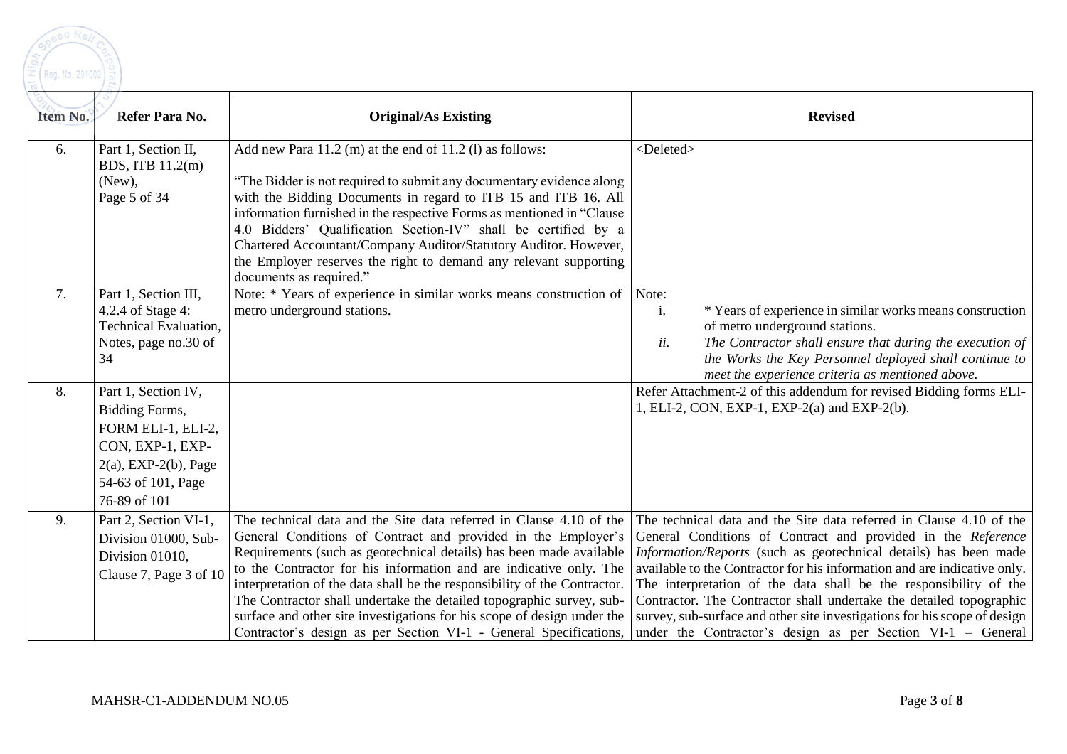| Item No. | Refer Para No. | Original/As Existing | Revised |
|---|---|---|---|
| 6. | Part 1, Section II, BDS, ITB 11.2(m) (New), Page 5 of 34 | Add new Para 11.2 (m) at the end of 11.2 (l) as follows:<br><br>"The Bidder is not required to submit any documentary evidence along with the Bidding Documents in regard to ITB 15 and ITB 16. All information furnished in the respective Forms as mentioned in "Clause 4.0 Bidders' Qualification Section-IV" shall be certified by a Chartered Accountant/Company Auditor/Statutory Auditor. However, the Employer reserves the right to demand any relevant supporting documents as required." | <Deleted> |
| 7. | Part 1, Section III, 4.2.4 of Stage 4: Technical Evaluation, Notes, page no.30 of 34 | Note: * Years of experience in similar works means construction of metro underground stations. | Note:<br>i. * Years of experience in similar works means construction of metro underground stations.<br>*ii. The Contractor shall ensure that during the execution of the Works the Key Personnel deployed shall continue to meet the experience criteria as mentioned above.* |
| 8. | Part 1, Section IV, Bidding Forms, FORM ELI-1, ELI-2, CON, EXP-1, EXP-2(a), EXP-2(b), Page 54-63 of 101, Page 76-89 of 101 | | Refer Attachment-2 of this addendum for revised Bidding forms ELI-1, ELI-2, CON, EXP-1, EXP-2(a) and EXP-2(b). |
| 9. | Part 2, Section VI-1, Division 01000, Sub-Division 01010, Clause 7, Page 3 of 10 | The technical data and the Site data referred in Clause 4.10 of the General Conditions of Contract and provided in the Employer's Requirements (such as geotechnical details) has been made available to the Contractor for his information and are indicative only. The interpretation of the data shall be the responsibility of the Contractor. The Contractor shall undertake the detailed topographic survey, sub-surface and other site investigations for his scope of design under the Contractor's design as per Section VI-1 - General Specifications, | The technical data and the Site data referred in Clause 4.10 of the General Conditions of Contract and provided in the *Reference Information/Reports* (such as geotechnical details) has been made available to the Contractor for his information and are indicative only. The interpretation of the data shall be the responsibility of the Contractor. The Contractor shall undertake the detailed topographic survey, sub-surface and other site investigations for his scope of design under the Contractor's design as per Section VI-1 – General |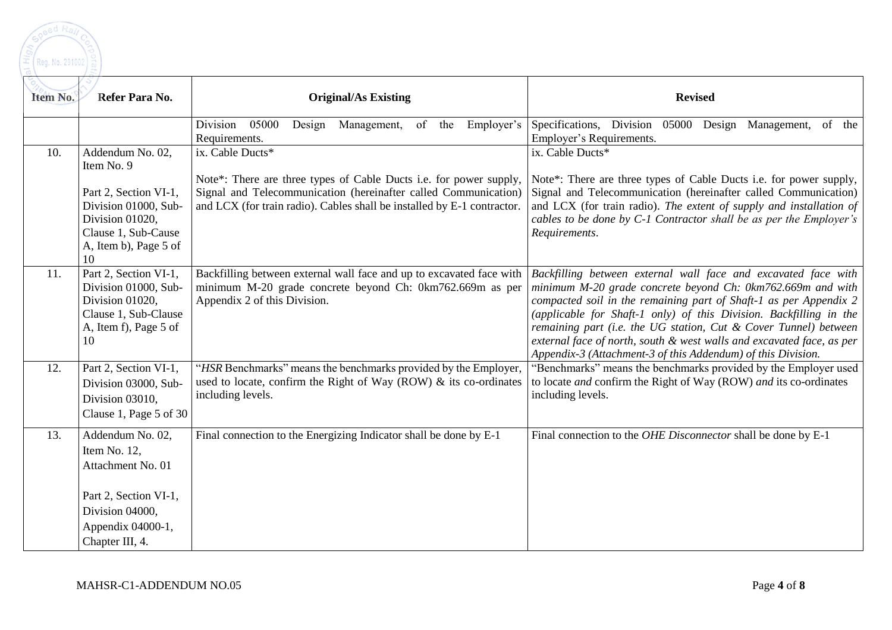| Item No. | Refer Para No. | Original/As Existing | Revised |
|---|---|---|---|
| | | Division 05000 Design Management, of the Employer's Requirements. | Specifications, Division 05000 Design Management, of the Employer's Requirements. |
| 10. | Addendum No. 02, Item No. 9<br><br>Part 2, Section VI-1, Division 01000, Sub-Division 01020, Clause 1, Sub-Cause A, Item b), Page 5 of 10 | ix. Cable Ducts*<br><br>Note*: There are three types of Cable Ducts i.e. for power supply, Signal and Telecommunication (hereinafter called Communication) and LCX (for train radio). Cables shall be installed by E-1 contractor. | ix. Cable Ducts*<br><br>Note*: There are three types of Cable Ducts i.e. for power supply, Signal and Telecommunication (hereinafter called Communication) and LCX (for train radio). *The extent of supply and installation of cables to be done by C-1 Contractor shall be as per the Employer's Requirements*. |
| 11. | Part 2, Section VI-1, Division 01000, Sub-Division 01020, Clause 1, Sub-Clause A, Item f), Page 5 of 10 | Backfilling between external wall face and up to excavated face with minimum M-20 grade concrete beyond Ch: 0km762.669m as per Appendix 2 of this Division. | *Backfilling between external wall face and excavated face with minimum M-20 grade concrete beyond Ch: 0km762.669m and with compacted soil in the remaining part of Shaft-1 as per Appendix 2 (applicable for Shaft-1 only) of this Division. Backfilling in the remaining part (i.e. the UG station, Cut & Cover Tunnel) between external face of north, south & west walls and excavated face, as per Appendix-3 (Attachment-3 of this Addendum) of this Division.* |
| 12. | Part 2, Section VI-1, Division 03000, Sub-Division 03010, Clause 1, Page 5 of 30 | "*HSR* Benchmarks" means the benchmarks provided by the Employer, used to locate, confirm the Right of Way (ROW) & its co-ordinates including levels. | "Benchmarks" means the benchmarks provided by the Employer used to locate *and* confirm the Right of Way (ROW) *and* its co-ordinates including levels. |
| 13. | Addendum No. 02, Item No. 12, Attachment No. 01<br><br>Part 2, Section VI-1, Division 04000, Appendix 04000-1, Chapter III, 4. | Final connection to the Energizing Indicator shall be done by E-1 | Final connection to the *OHE Disconnector* shall be done by E-1 |

MAHSR-C1-ADDENDUM NO.05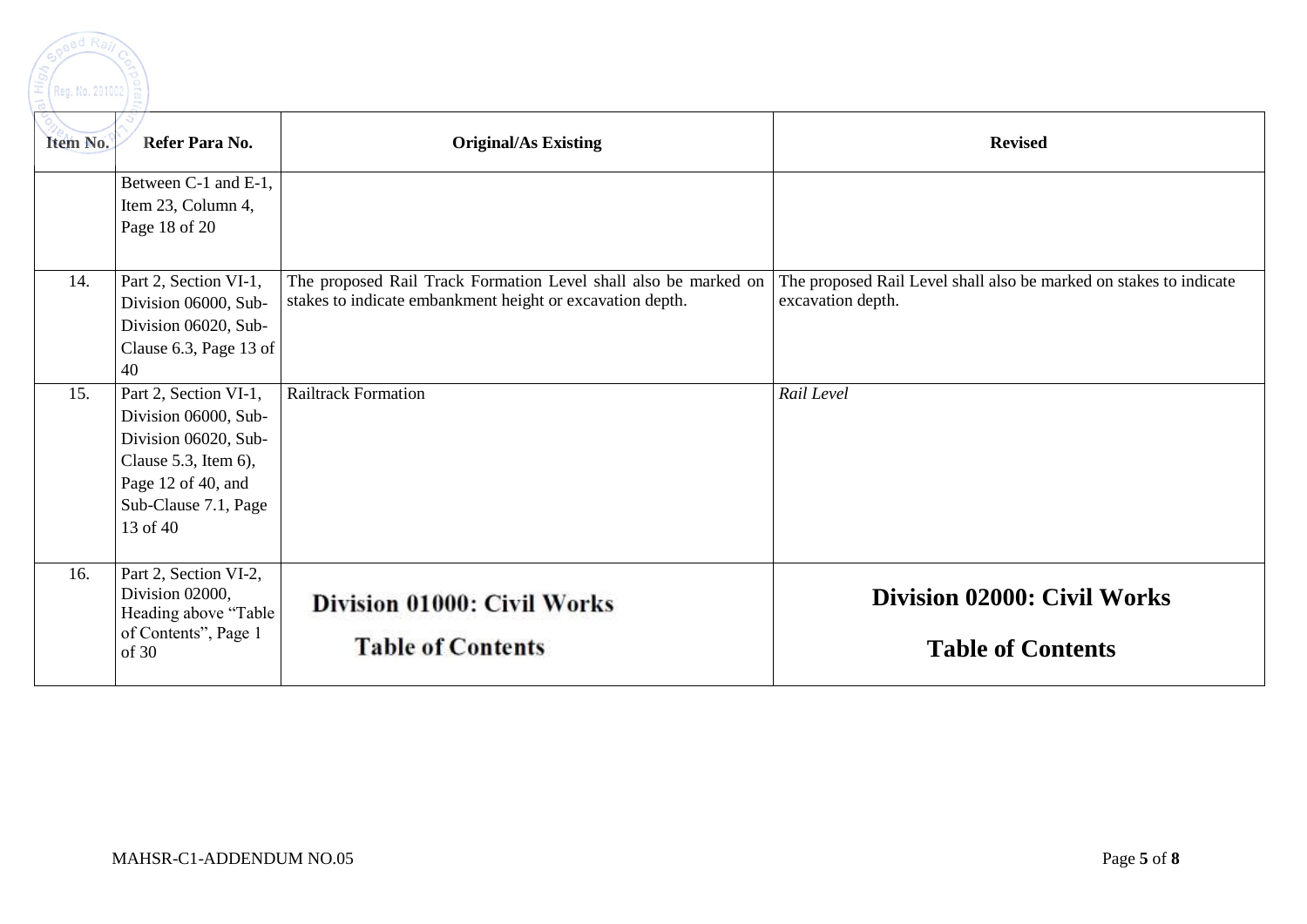| Item No. | Refer Para No. | Original/As Existing | Revised |
|---|---|---|---|
| | Between C-1 and E-1, Item 23, Column 4, Page 18 of 20 | | |
| 14. | Part 2, Section VI-1, Division 06000, Sub-Division 06020, Sub-Clause 6.3, Page 13 of 40 | The proposed Rail Track Formation Level shall also be marked on stakes to indicate embankment height or excavation depth. | The proposed Rail Level shall also be marked on stakes to indicate excavation depth. |
| 15. | Part 2, Section VI-1, Division 06000, Sub-Division 06020, Sub-Clause 5.3, Item 6), Page 12 of 40, and Sub-Clause 7.1, Page 13 of 40 | Railtrack Formation | *Rail Level* |
| 16. | Part 2, Section VI-2, Division 02000, Heading above "Table of Contents", Page 1 of 30 | **Division 01000: Civil Works** <br> **Table of Contents** | **Division 02000: Civil Works** <br> **Table of Contents** |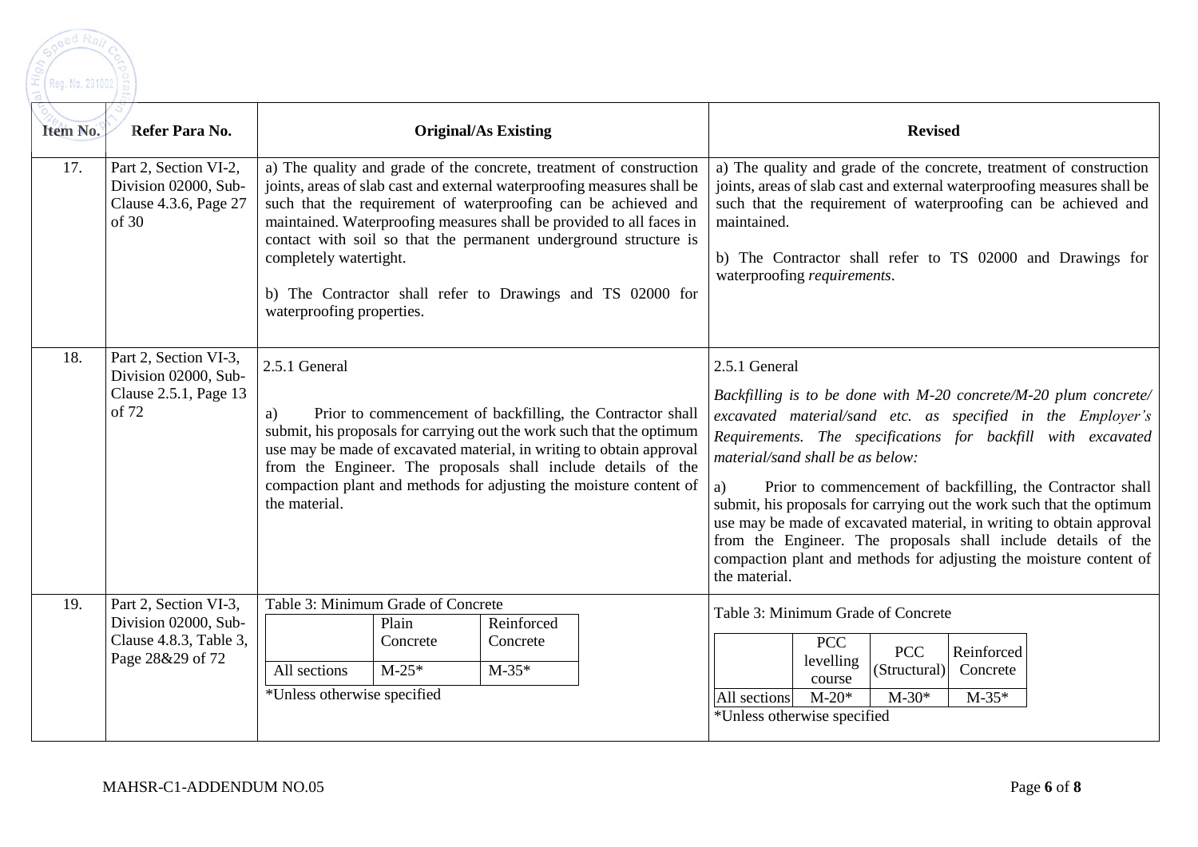| Item No. | Refer Para No. | Original/As Existing | Revised |
| --- | --- | --- | --- |
| 17. | Part 2, Section VI-2, Division 02000, Sub-Clause 4.3.6, Page 27 of 30 | a) The quality and grade of the concrete, treatment of construction joints, areas of slab cast and external waterproofing measures shall be such that the requirement of waterproofing can be achieved and maintained. Waterproofing measures shall be provided to all faces in contact with soil so that the permanent underground structure is completely watertight.<br><br>b) The Contractor shall refer to Drawings and TS 02000 for waterproofing properties. | a) The quality and grade of the concrete, treatment of construction joints, areas of slab cast and external waterproofing measures shall be such that the requirement of waterproofing can be achieved and maintained.<br><br>b) The Contractor shall refer to TS 02000 and Drawings for waterproofing *requirements*. |
| 18. | Part 2, Section VI-3, Division 02000, Sub-Clause 2.5.1, Page 13 of 72 | 2.5.1 General<br><br>a) Prior to commencement of backfilling, the Contractor shall submit, his proposals for carrying out the work such that the optimum use may be made of excavated material, in writing to obtain approval from the Engineer. The proposals shall include details of the compaction plant and methods for adjusting the moisture content of the material. | 2.5.1 General<br><br>*Backfilling is to be done with M-20 concrete/M-20 plum concrete/ excavated material/sand etc. as specified in the Employer's Requirements. The specifications for backfill with excavated material/sand shall be as below:*<br><br>a) Prior to commencement of backfilling, the Contractor shall submit, his proposals for carrying out the work such that the optimum use may be made of excavated material, in writing to obtain approval from the Engineer. The proposals shall include details of the compaction plant and methods for adjusting the moisture content of the material. |
| 19. | Part 2, Section VI-3, Division 02000, Sub-Clause 4.8.3, Table 3, Page 28&29 of 72 | Table 3: Minimum Grade of Concrete<br><br>(Columns: Plain Concrete / Reinforced Concrete)<br>All sections: M-25* / M-35*<br><br>*Unless otherwise specified | Table 3: Minimum Grade of Concrete<br><br>(Columns: PCC levelling course / PCC (Structural) / Reinforced Concrete)<br>All sections: M-20* / M-30* / M-35*<br><br>*Unless otherwise specified |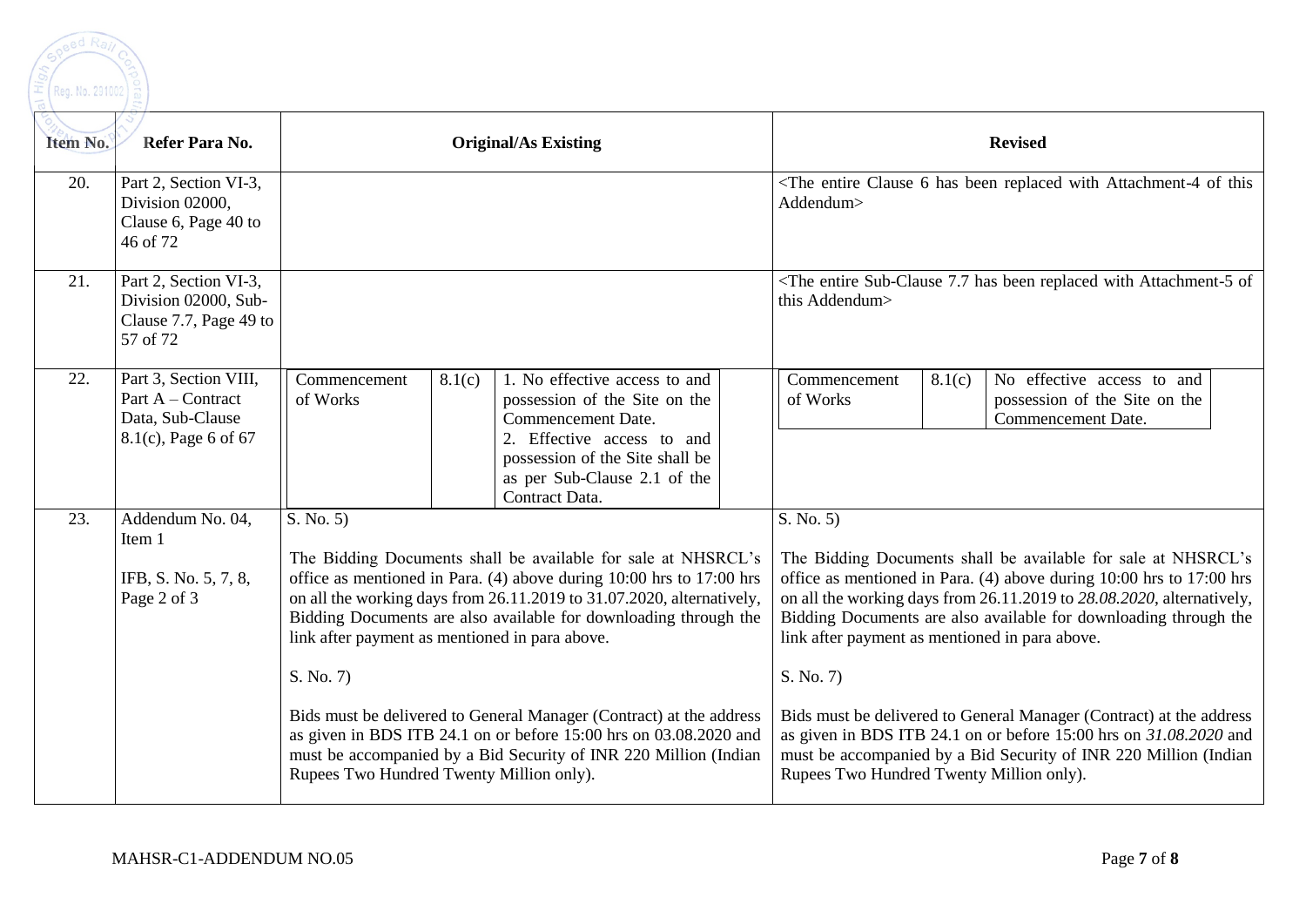| Item No. | Refer Para No. | Original/As Existing | Revised |
|---|---|---|---|
| 20. | Part 2, Section VI-3, Division 02000, Clause 6, Page 40 to 46 of 72 | | <The entire Clause 6 has been replaced with Attachment-4 of this Addendum> |
| 21. | Part 2, Section VI-3, Division 02000, Sub-Clause 7.7, Page 49 to 57 of 72 | | <The entire Sub-Clause 7.7 has been replaced with Attachment-5 of this Addendum> |
| 22. | Part 3, Section VIII, Part A – Contract Data, Sub-Clause 8.1(c), Page 6 of 67 | Commencement of Works \| 8.1(c) \| 1. No effective access to and possession of the Site on the Commencement Date. 2. Effective access to and possession of the Site shall be as per Sub-Clause 2.1 of the Contract Data. | Commencement of Works \| 8.1(c) \| No effective access to and possession of the Site on the Commencement Date. |
| 23. | Addendum No. 04, Item 1<br><br>IFB, S. No. 5, 7, 8, Page 2 of 3 | S. No. 5)<br><br>The Bidding Documents shall be available for sale at NHSRCL's office as mentioned in Para. (4) above during 10:00 hrs to 17:00 hrs on all the working days from 26.11.2019 to 31.07.2020, alternatively, Bidding Documents are also available for downloading through the link after payment as mentioned in para above.<br><br>S. No. 7)<br><br>Bids must be delivered to General Manager (Contract) at the address as given in BDS ITB 24.1 on or before 15:00 hrs on 03.08.2020 and must be accompanied by a Bid Security of INR 220 Million (Indian Rupees Two Hundred Twenty Million only). | S. No. 5)<br><br>The Bidding Documents shall be available for sale at NHSRCL's office as mentioned in Para. (4) above during 10:00 hrs to 17:00 hrs on all the working days from 26.11.2019 to *28.08.2020*, alternatively, Bidding Documents are also available for downloading through the link after payment as mentioned in para above.<br><br>S. No. 7)<br><br>Bids must be delivered to General Manager (Contract) at the address as given in BDS ITB 24.1 on or before 15:00 hrs on *31.08.2020* and must be accompanied by a Bid Security of INR 220 Million (Indian Rupees Two Hundred Twenty Million only). |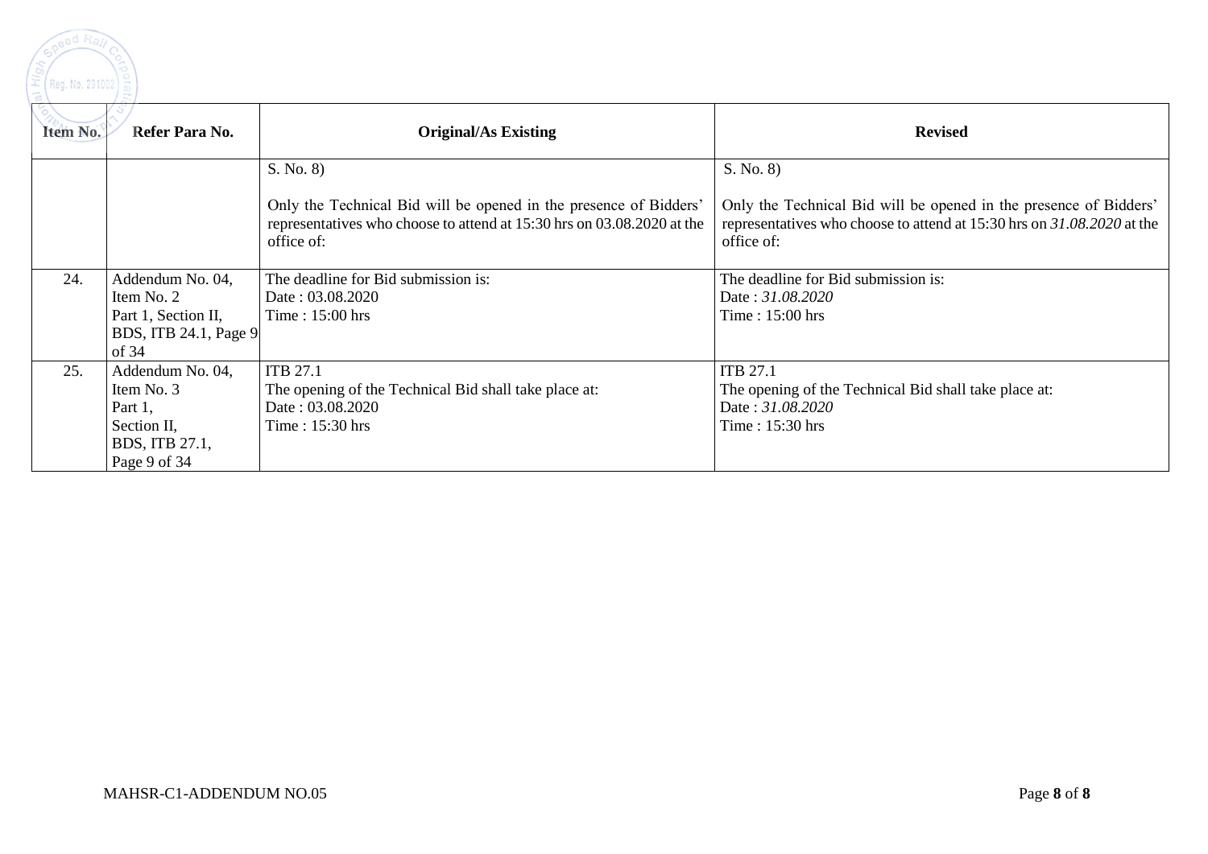| Item No. | Refer Para No. | Original/As Existing | Revised |
|---|---|---|---|
| | | S. No. 8)<br><br>Only the Technical Bid will be opened in the presence of Bidders' representatives who choose to attend at 15:30 hrs on 03.08.2020 at the office of: | S. No. 8)<br><br>Only the Technical Bid will be opened in the presence of Bidders' representatives who choose to attend at 15:30 hrs on *31.08.2020* at the office of: |
| 24. | Addendum No. 04, Item No. 2 Part 1, Section II, BDS, ITB 24.1, Page 9 of 34 | The deadline for Bid submission is:<br>Date : 03.08.2020<br>Time : 15:00 hrs | The deadline for Bid submission is:<br>Date : *31.08.2020*<br>Time : 15:00 hrs |
| 25. | Addendum No. 04, Item No. 3 Part 1, Section II, BDS, ITB 27.1, Page 9 of 34 | ITB 27.1<br>The opening of the Technical Bid shall take place at:<br>Date : 03.08.2020<br>Time : 15:30 hrs | ITB 27.1<br>The opening of the Technical Bid shall take place at:<br>Date : *31.08.2020*<br>Time : 15:30 hrs |